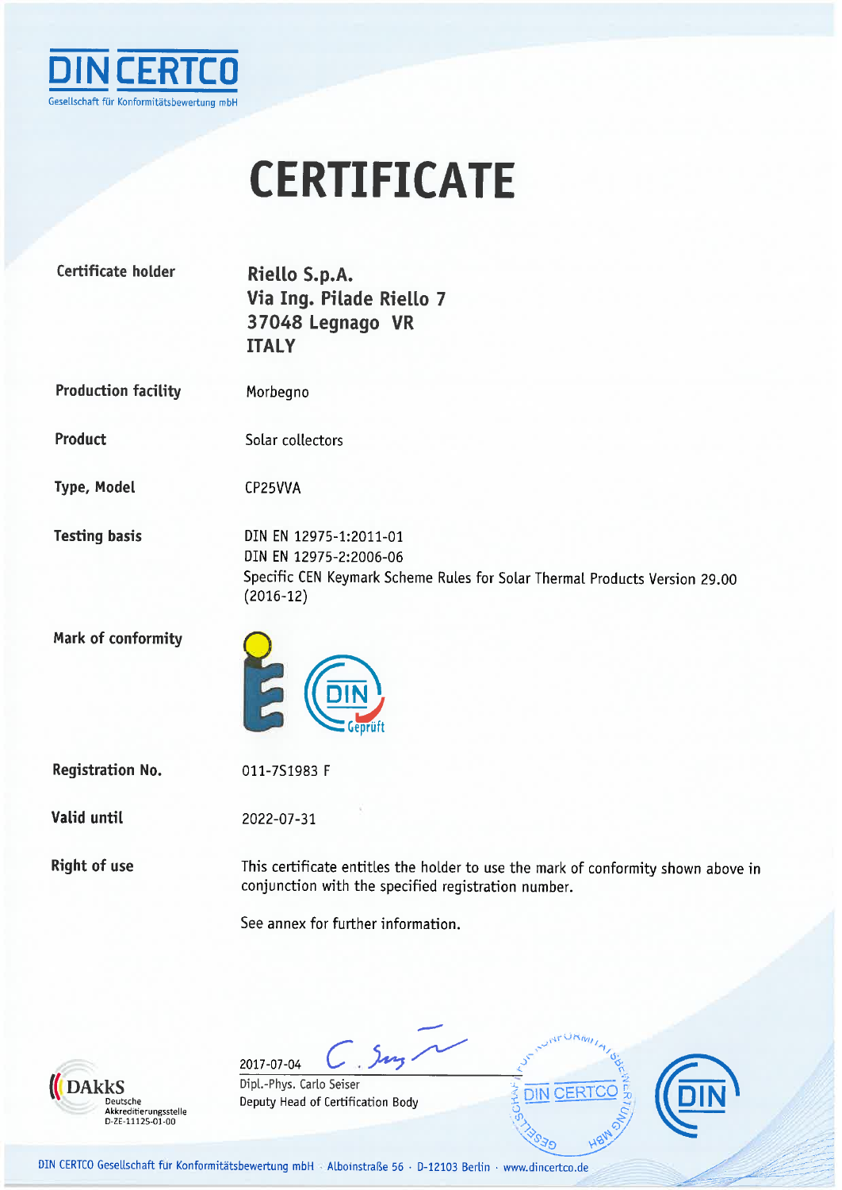DIN CERTCO

Gesellschaft für Konformitätsbewertung mbH

# CERTIFICATE

| | |
|---|---|
| **Certificate holder** | **Riello S.p.A.**<br>**Via Ing. Pilade Riello 7**<br>**37048 Legnago VR**<br>**ITALY** |
| **Production facility** | Morbegno |
| **Product** | Solar collectors |
| **Type, Model** | CP25VVA |
| **Testing basis** | DIN EN 12975-1:2011-01<br>DIN EN 12975-2:2006-06<br>Specific CEN Keymark Scheme Rules for Solar Thermal Products Version 29.00 (2016-12) |
| **Mark of conformity** | DIN Geprüft |
| **Registration No.** | 011-7S1983 F |
| **Valid until** | 2022-07-31 |
| **Right of use** | This certificate entitles the holder to use the mark of conformity shown above in conjunction with the specified registration number.<br><br>See annex for further information. |

DAkkS Deutsche Akkreditierungsstelle D-ZE-11125-01-00

2017-07-04

Dipl.-Phys. Carlo Seiser
Deputy Head of Certification Body

DIN CERTCO Gesellschaft für Konformitätsbewertung mbH · Alboinstraße 56 · D-12103 Berlin · www.dincertco.de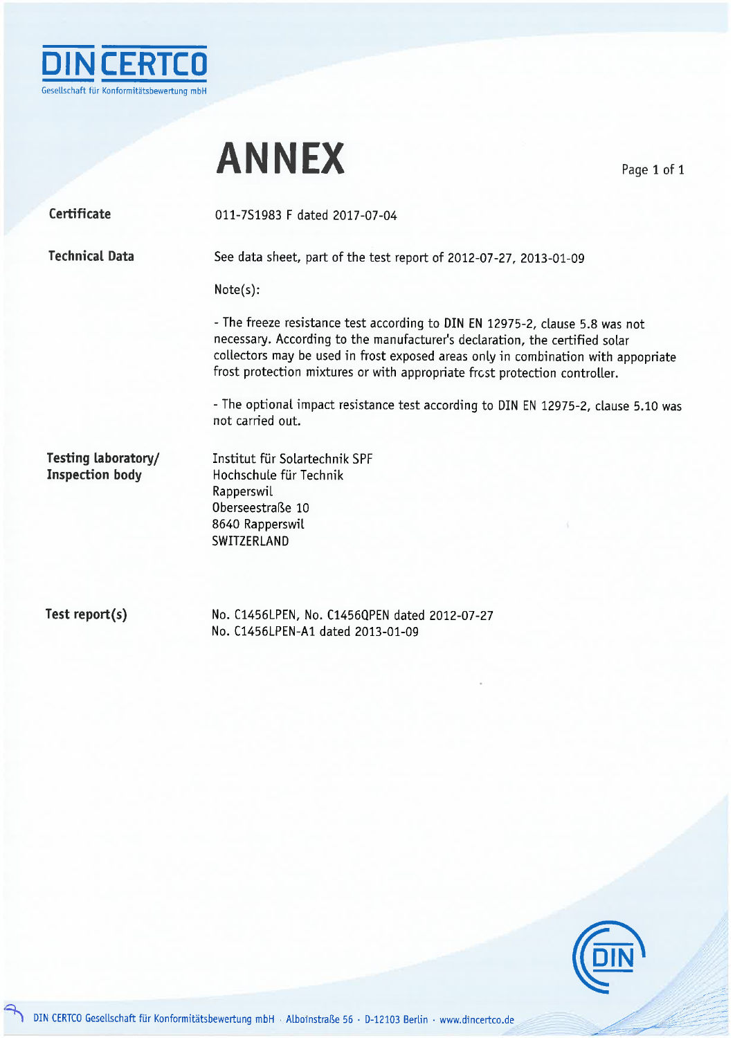DIN CERTCO

Gesellschaft für Konformitätsbewertung mbH

# ANNEX

| | |
|---|---|
| **Certificate** | 011-7S1983 F dated 2017-07-04 |
| **Technical Data** | See data sheet, part of the test report of 2012-07-27, 2013-01-09 |

Note(s):

- The freeze resistance test according to DIN EN 12975-2, clause 5.8 was not necessary. According to the manufacturer's declaration, the certified solar collectors may be used in frost exposed areas only in combination with appopriate frost protection mixtures or with appropriate frcst protection controller.

- The optional impact resistance test according to DIN EN 12975-2, clause 5.10 was not carried out.

**Testing laboratory/ Inspection body**

Institut für Solartechnik SPF
Hochschule für Technik
Rapperswil
Oberseestraße 10
8640 Rapperswil
SWITZERLAND

**Test report(s)**

No. C1456LPEN, No. C1456QPEN dated 2012-07-27
No. C1456LPEN-A1 dated 2013-01-09

DIN CERTCO Gesellschaft für Konformitätsbewertung mbH · Alboinstraße 56 · D-12103 Berlin · www.dincertco.de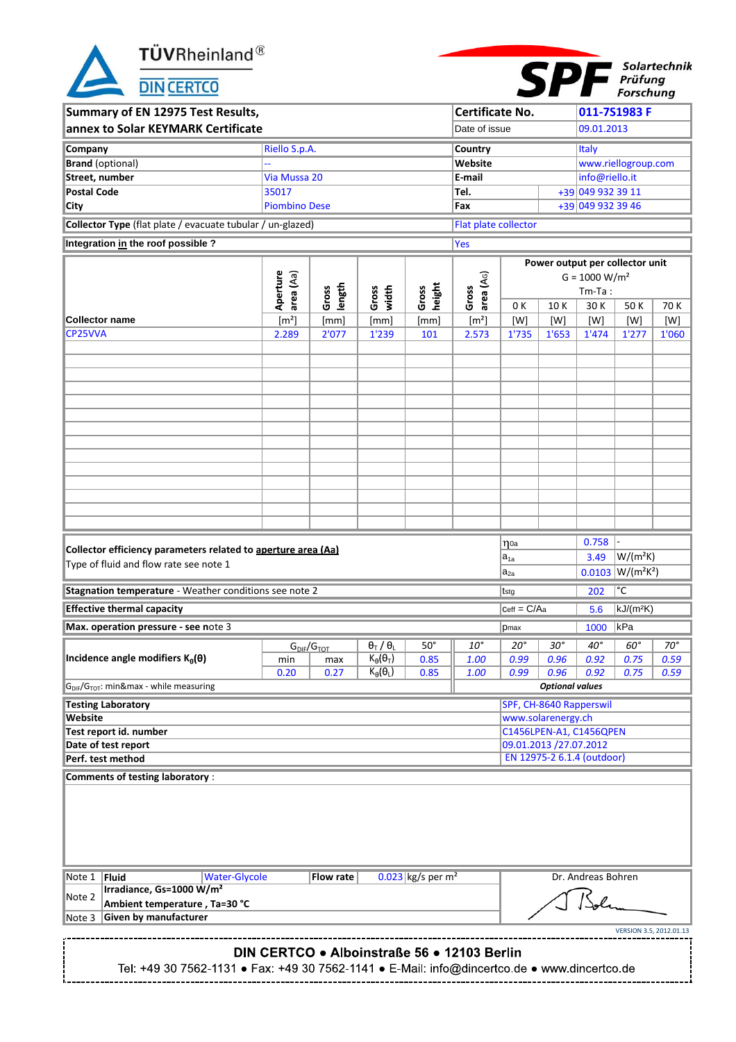TÜVRheinland® DIN CERTCO

SPF Solartechnik Prüfung Forschung

| Summary of EN 12975 Test Results, annex to Solar KEYMARK Certificate | Certificate No. | 011-7S1983 F |
|---|---|---|
| | Date of issue | 09.01.2013 |

| | | | |
|---|---|---|---|
| **Company** | Riello S.p.A. | **Country** | Italy |
| **Brand** (optional) | -- | **Website** | www.riellogroup.com |
| **Street, number** | Via Mussa 20 | **E-mail** | info@riello.it |
| **Postal Code** | 35017 | **Tel.** | +39 049 932 39 11 |
| **City** | Piombino Dese | **Fax** | +39 049 932 39 46 |

| | |
|---|---|
| **Collector Type** (flat plate / evacuate tubular / un-glazed) | Flat plate collector |
| **Integration in the roof possible ?** | Yes |

| Collector name | Aperture area (Aa) | Gross length | Gross width | Gross height | Gross area (AG) | Power output per collector unit G = 1000 W/m² Tm-Ta : | | | | |
|---|---|---|---|---|---|---|---|---|---|---|
| | | | | | | 0 K | 10 K | 30 K | 50 K | 70 K |
| | [m²] | [mm] | [mm] | [mm] | [m²] | [W] | [W] | [W] | [W] | [W] |
| CP25VVA | 2.289 | 2'077 | 1'239 | 101 | 2.573 | 1'735 | 1'653 | 1'474 | 1'277 | 1'060 |

| | | | |
|---|---|---|---|
| **Collector efficiency parameters related to aperture area (Aa)** Type of fluid and flow rate see note 1 | $\eta_{0a}$ | 0.758 | - |
| | $a_{1a}$ | 3.49 | W/(m²K) |
| | $a_{2a}$ | 0.0103 | W/(m²K²) |
| **Stagnation temperature** - Weather conditions see note 2 | $t_{stg}$ | 202 | °C |
| **Effective thermal capacity** | $c_{eff}$ = C/Aa | 5.6 | kJ/(m²K) |
| **Max. operation pressure** - see note 3 | $p_{max}$ | 1000 | kPa |

| **Incidence angle modifiers $K_\theta(\theta)$** | $G_{DIF}/G_{TOT}$ | | $\theta_T$ / $\theta_L$ | 50° | 10° | 20° | 30° | 40° | 60° | 70° |
|---|---|---|---|---|---|---|---|---|---|---|
| | min | max | $K_\theta(\theta_T)$ | 0.85 | 1.00 | 0.99 | 0.96 | 0.92 | 0.75 | 0.59 |
| | 0.20 | 0.27 | $K_\theta(\theta_L)$ | 0.85 | 1.00 | 0.99 | 0.96 | 0.92 | 0.75 | 0.59 |
| $G_{DIF}/G_{TOT}$: min&max - while measuring | | | | | *Optional values* | | | | | |

| | |
|---|---|
| **Testing Laboratory** | SPF, CH-8640 Rapperswil |
| **Website** | www.solarenergy.ch |
| **Test report id. number** | C1456LPEN-A1, C1456QPEN |
| **Date of test report** | 09.01.2013 /27.07.2012 |
| **Perf. test method** | EN 12975-2 6.1.4 (outdoor) |

**Comments of testing laboratory** :

| | | |
|---|---|---|
| Note 1 | **Fluid** Water-Glycol **Flow rate** 0.023 kg/s per m² | Dr. Andreas Bohren |
| Note 2 | **Irradiance, Gs=1000 W/m²** **Ambient temperature , Ta=30 °C** | |
| Note 3 | **Given by manufacturer** | |

VERSION 3.5, 2012.01.13

**DIN CERTCO • Alboinstraße 56 • 12103 Berlin**
Tel: +49 30 7562-1131 • Fax: +49 30 7562-1141 • E-Mail: info@dincertco.de • www.dincertco.de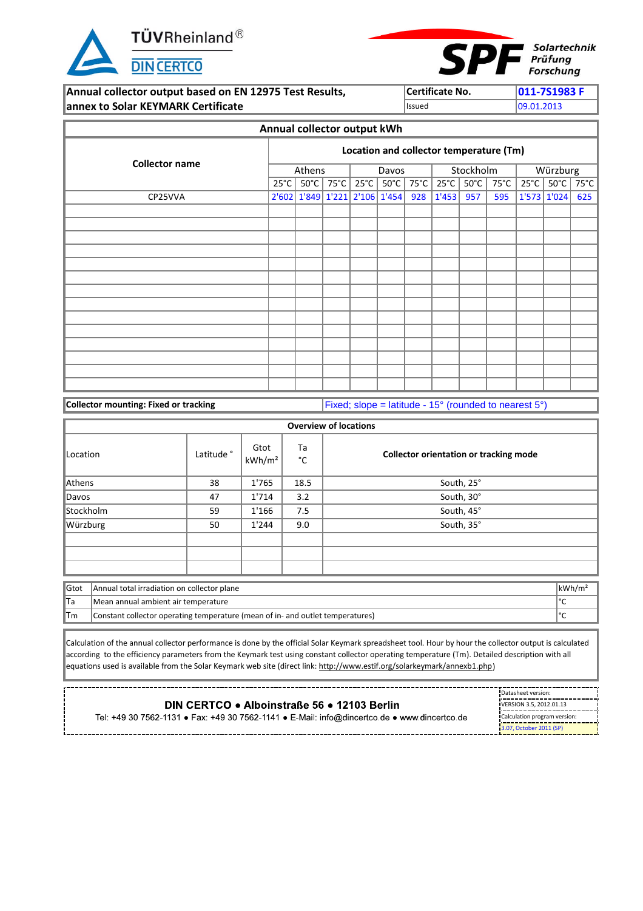TÜVRheinland®

DIN CERTCO

SPF Solartechnik Prüfung Forschung

| **Annual collector output based on EN 12975 Test Results, annex to Solar KEYMARK Certificate** | **Certificate No.** | **011-7S1983 F** |
|---|---|---|
| | Issued | 09.01.2013 |

**Annual collector output kWh**

| Collector name | Location and collector temperature (Tm) | | | | | | | | | | | |
|---|---|---|---|---|---|---|---|---|---|---|---|---|
| | Athens | | | Davos | | | Stockholm | | | Würzburg | | |
| | 25°C | 50°C | 75°C | 25°C | 50°C | 75°C | 25°C | 50°C | 75°C | 25°C | 50°C | 75°C |
| CP25VVA | 2'602 | 1'849 | 1'221 | 2'106 | 1'454 | 928 | 1'453 | 957 | 595 | 1'573 | 1'024 | 625 |

| **Collector mounting: Fixed or tracking** | Fixed; slope = latitude - 15° (rounded to nearest 5°) |
|---|---|

**Overview of locations**

| Location | Latitude ° | Gtot kWh/m² | Ta °C | Collector orientation or tracking mode |
|---|---|---|---|---|
| Athens | 38 | 1'765 | 18.5 | South, 25° |
| Davos | 47 | 1'714 | 3.2 | South, 30° |
| Stockholm | 59 | 1'166 | 7.5 | South, 45° |
| Würzburg | 50 | 1'244 | 9.0 | South, 35° |

| | | |
|---|---|---|
| Gtot | Annual total irradiation on collector plane | kWh/m² |
| Ta | Mean annual ambient air temperature | °C |
| Tm | Constant collector operating temperature (mean of in- and outlet temperatures) | °C |

Calculation of the annual collector performance is done by the official Solar Keymark spreadsheet tool. Hour by hour the collector output is calculated according to the efficiency parameters from the Keymark test using constant collector operating temperature (Tm). Detailed description with all equations used is available from the Solar Keymark web site (direct link: http://www.estif.org/solarkeymark/annexb1.php)

**DIN CERTCO ● Alboinstraße 56 ● 12103 Berlin**
Tel: +49 30 7562-1131 ● Fax: +49 30 7562-1141 ● E-Mail: info@dincertco.de ● www.dincertco.de

Datasheet version: VERSION 3.5, 2012.01.13
Calculation program version: 3.07, October 2011 (SP)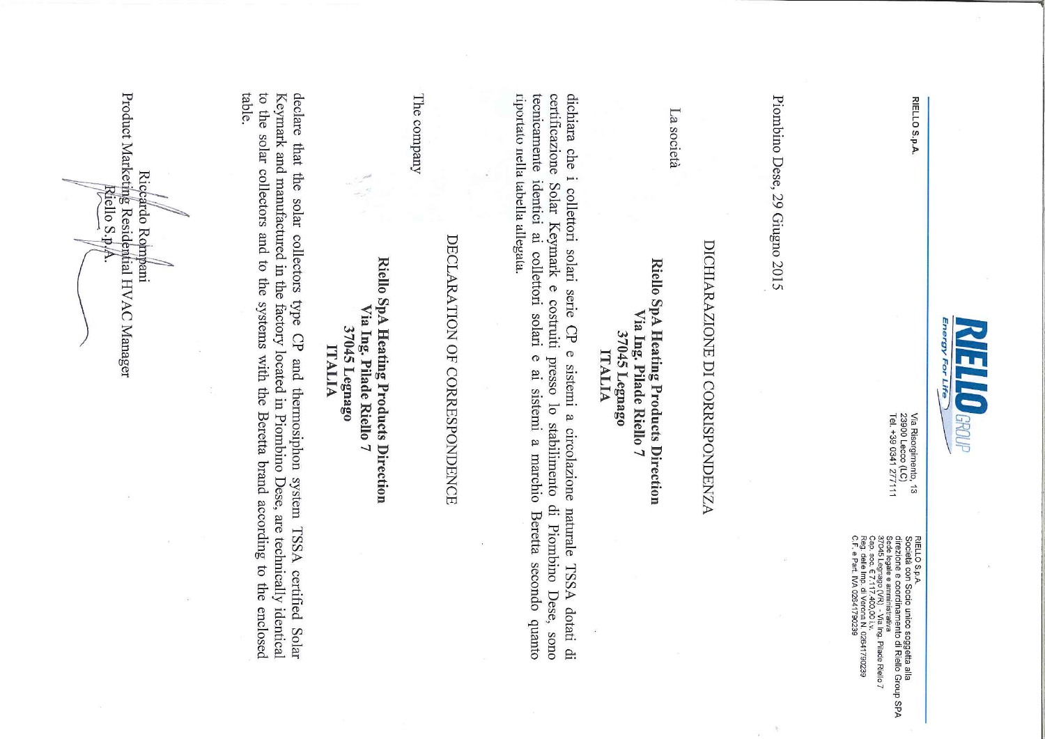RIELLO S.p.A.

RIELLO GROUP
Energy For Life

Via Risorgimento, 13
23900 Lecco (LC)
Tel. +39 0341 277111

RIELLO S.p.A.
Società con Socio unico soggetta alla direzione e coordinamento di Riello Group SPA
Sede legale e amministrativa
37045 Legnago (VR) - Via Ing. Pilade Riello 7
Cap. soc. € 7.117.400,00 i.v.
Reg. delle Imp. di Verona N. 02641790239
C.F. e Part. IVA 02641790239

Piombino Dese, 29 Giugno 2015

# DICHIARAZIONE DI CORRISPONDENZA

La società

**Riello SpA Heating Products Direction**
**Via Ing. Pilade Riello 7**
**37045 Legnago**
**ITALIA**

dichiara che i collettori solari serie CP e sistemi a circolazione naturale TSSA dotati di certificazione Solar Keymark e costruiti presso lo stabilimento di Piombino Dese, sono tecnicamente identici ai collettori solari e ai sistemi a marchio Beretta secondo quanto riportato nella tabella allegata.

# DECLARATION OF CORRESPONDENCE

The company

**Riello SpA Heating Products Direction**
**Via Ing. Pilade Riello 7**
**37045 Legnago**
**ITALIA**

declare that the solar collectors type CP and thermosiphon system TSSA certified Solar Keymark and manufactured in the factory located in Piombino Dese, are technically identical to the solar collectors and to the systems with the Beretta brand according to the enclosed table.

Riccardo Rompani
Product Marketing Residential HVAC Manager
Riello S.p.A.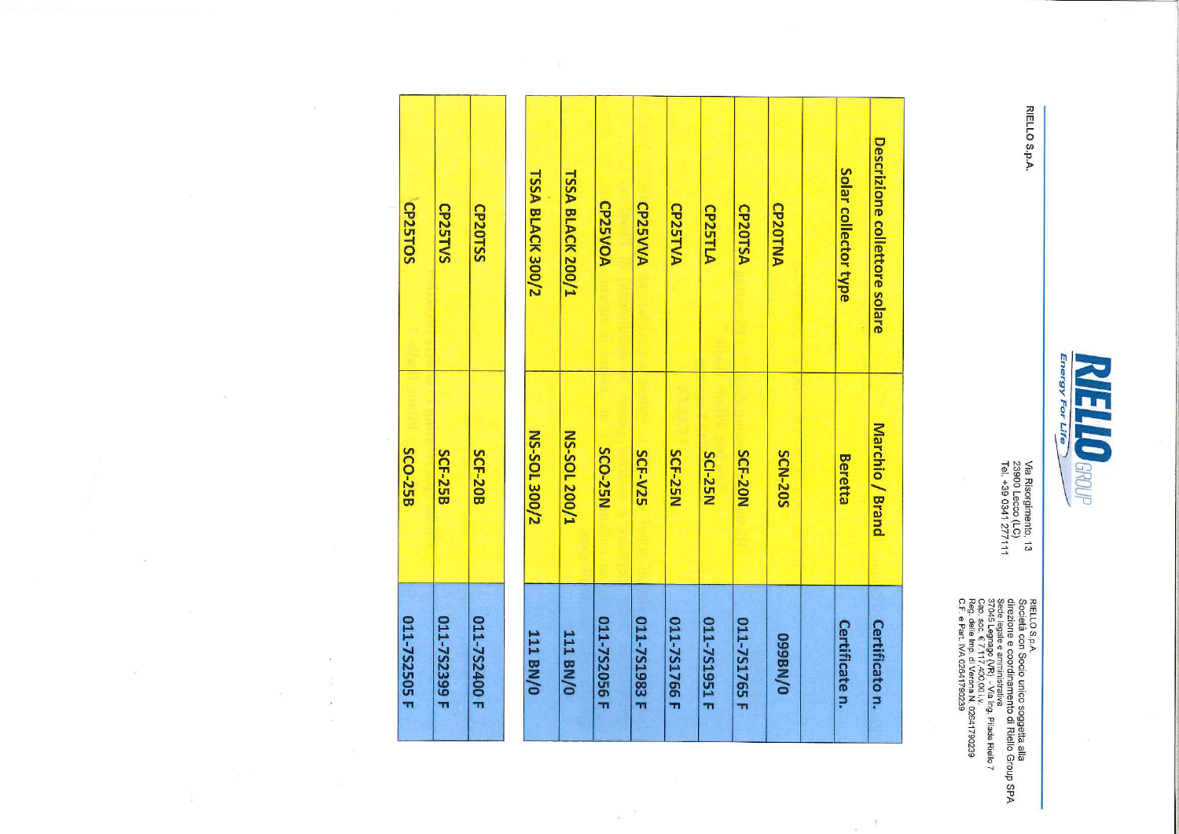RIELLO S.p.A.

Via Risorgimento, 13
23900 Lecco (LC)
Tel. +39 0341 277111

RIELLO S.p.A.
Società con Socio unico soggetta alla direzione e coordinamento di Riello Group SPA
Sede legale e amministrativa
37045 Legnago (VR) - Via Ing. Pilade Riello 7
Cap. soc. € 7.117.400,00 i.v.
Reg. delle Imp. di Verona N. 02641790239
C.F. e Part. IVA 02641790239

| Descrizione collettore solare | Marchio / Brand | Certificato n. |
|---|---|---|
| Solar collector type | Beretta | Certificate n. |
| | | |
| CP20TNA | SCN-20S | 099BN/0 |
| CP20TSA | SCF-20N | 011-7S1765 F |
| CP25TLA | SCI-25N | 011-7S1951 F |
| CP25TVA | SCF-25N | 011-7S1766 F |
| CP25VVA | SCF-V25 | 011-7S1983 F |
| CP25VOA | SCO-25N | 011-7S2056 F |
| TSSA BLACK 200/1 | NS-SOL 200/1 | 111 BN/0 |
| TSSA BLACK 300/2 | NS-SOL 300/2 | 111 BN/0 |
| CP20TSS | SCF-20B | 011-7S2400 F |
| CP25TVS | SCF-25B | 011-7S2399 F |
| CP25TOS | SCO-25B | 011-7S2505 F |